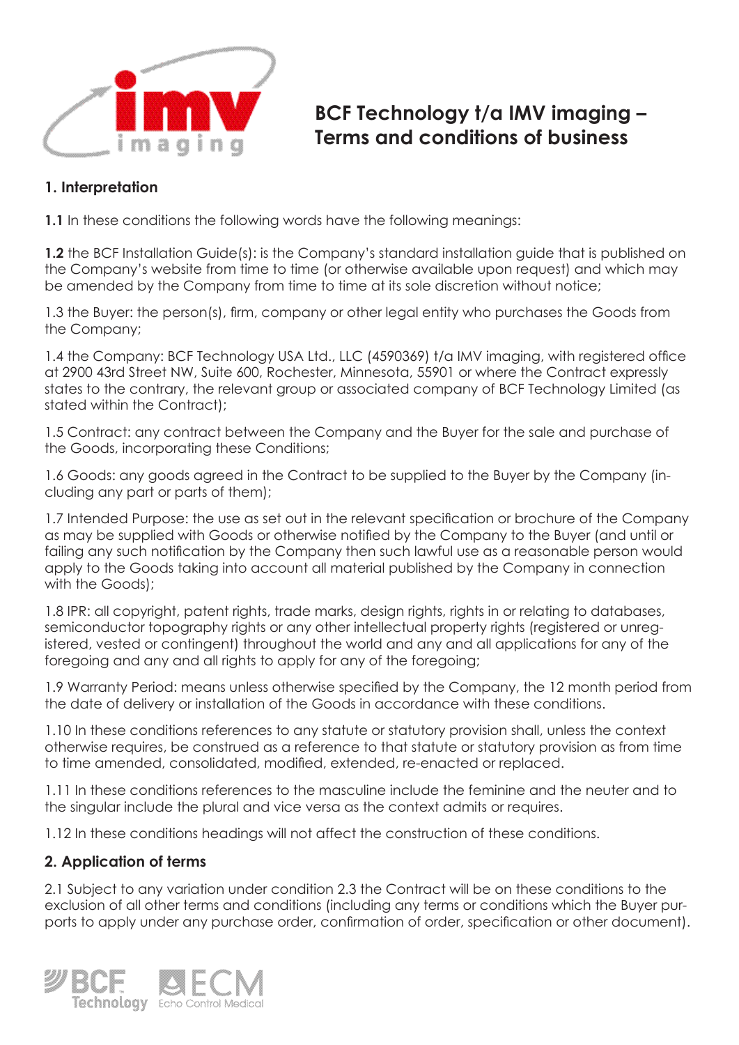# BCF Technology t/a IMV imaging – Terms and conditions of business

## 1. Interpretation

**1.1** In these conditions the following words have the following meanings:

**1.2** the BCF Installation Guide(s): is the Company's standard installation guide that is published on the Company's website from time to time (or otherwise available upon request) and which may be amended by the Company from time to time at its sole discretion without notice;

1.3 the Buyer: the person(s), firm, company or other legal entity who purchases the Goods from the Company;

1.4 the Company: BCF Technology USA Ltd., LLC (4590369) t/a IMV imaging, with registered office at 2900 43rd Street NW, Suite 600, Rochester, Minnesota, 55901 or where the Contract expressly states to the contrary, the relevant group or associated company of BCF Technology Limited (as stated within the Contract);

1.5 Contract: any contract between the Company and the Buyer for the sale and purchase of the Goods, incorporating these Conditions;

1.6 Goods: any goods agreed in the Contract to be supplied to the Buyer by the Company (including any part or parts of them);

1.7 Intended Purpose: the use as set out in the relevant specification or brochure of the Company as may be supplied with Goods or otherwise notified by the Company to the Buyer (and until or failing any such notification by the Company then such lawful use as a reasonable person would apply to the Goods taking into account all material published by the Company in connection with the Goods);

1.8 IPR: all copyright, patent rights, trade marks, design rights, rights in or relating to databases, semiconductor topography rights or any other intellectual property rights (registered or unregistered, vested or contingent) throughout the world and any and all applications for any of the foregoing and any and all rights to apply for any of the foregoing;

1.9 Warranty Period: means unless otherwise specified by the Company, the 12 month period from the date of delivery or installation of the Goods in accordance with these conditions.

1.10 In these conditions references to any statute or statutory provision shall, unless the context otherwise requires, be construed as a reference to that statute or statutory provision as from time to time amended, consolidated, modified, extended, re-enacted or replaced.

1.11 In these conditions references to the masculine include the feminine and the neuter and to the singular include the plural and vice versa as the context admits or requires.

1.12 In these conditions headings will not affect the construction of these conditions.

## 2. Application of terms

2.1 Subject to any variation under condition 2.3 the Contract will be on these conditions to the exclusion of all other terms and conditions (including any terms or conditions which the Buyer purports to apply under any purchase order, confirmation of order, specification or other document).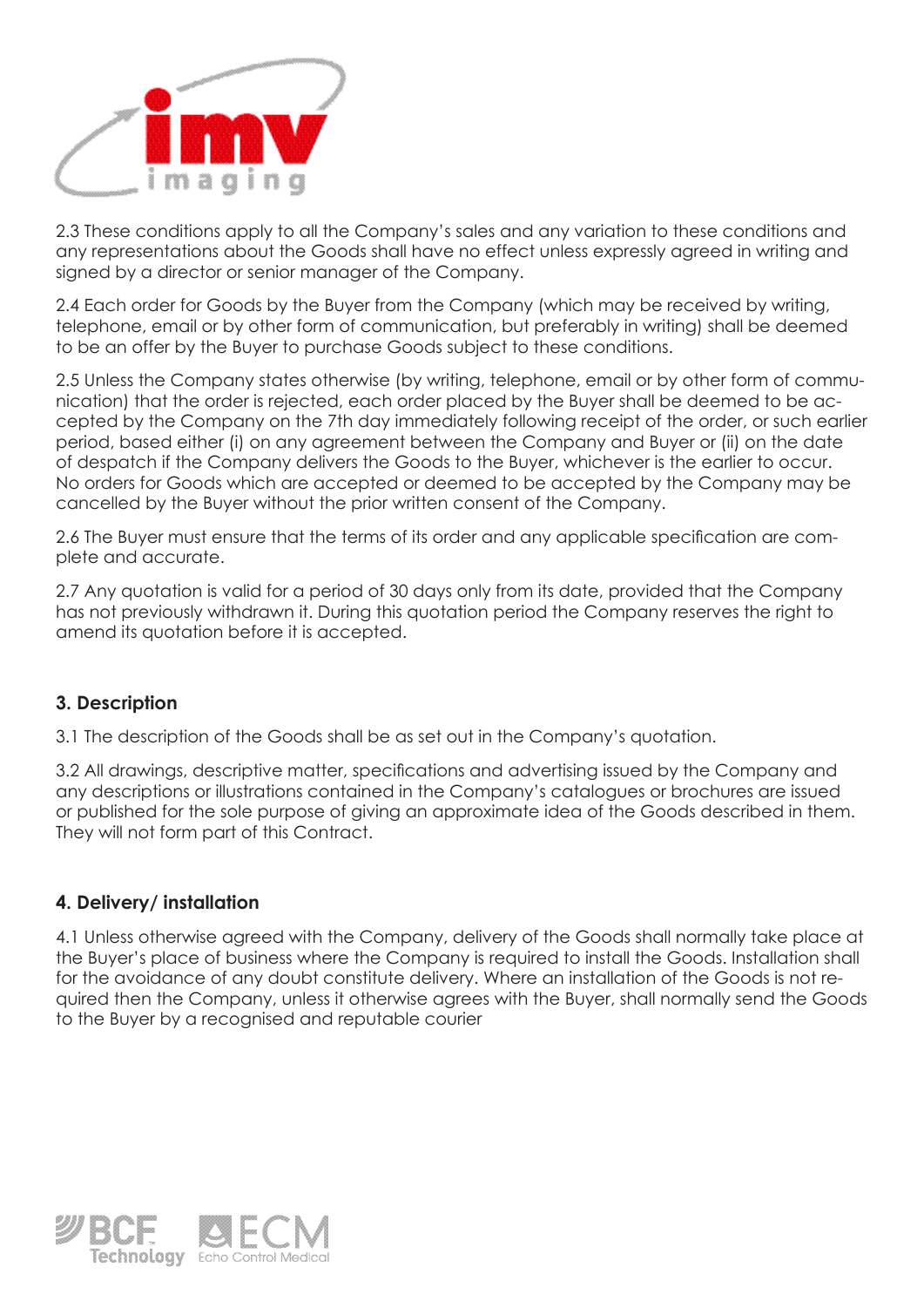2.3 These conditions apply to all the Company's sales and any variation to these conditions and any representations about the Goods shall have no effect unless expressly agreed in writing and signed by a director or senior manager of the Company.

2.4 Each order for Goods by the Buyer from the Company (which may be received by writing, telephone, email or by other form of communication, but preferably in writing) shall be deemed to be an offer by the Buyer to purchase Goods subject to these conditions.

2.5 Unless the Company states otherwise (by writing, telephone, email or by other form of communication) that the order is rejected, each order placed by the Buyer shall be deemed to be accepted by the Company on the 7th day immediately following receipt of the order, or such earlier period, based either (i) on any agreement between the Company and Buyer or (ii) on the date of despatch if the Company delivers the Goods to the Buyer, whichever is the earlier to occur. No orders for Goods which are accepted or deemed to be accepted by the Company may be cancelled by the Buyer without the prior written consent of the Company.

2.6 The Buyer must ensure that the terms of its order and any applicable specification are complete and accurate.

2.7 Any quotation is valid for a period of 30 days only from its date, provided that the Company has not previously withdrawn it. During this quotation period the Company reserves the right to amend its quotation before it is accepted.

### 3. Description

3.1 The description of the Goods shall be as set out in the Company's quotation.

3.2 All drawings, descriptive matter, specifications and advertising issued by the Company and any descriptions or illustrations contained in the Company's catalogues or brochures are issued or published for the sole purpose of giving an approximate idea of the Goods described in them. They will not form part of this Contract.

### 4. Delivery/ installation

4.1 Unless otherwise agreed with the Company, delivery of the Goods shall normally take place at the Buyer's place of business where the Company is required to install the Goods. Installation shall for the avoidance of any doubt constitute delivery. Where an installation of the Goods is not required then the Company, unless it otherwise agrees with the Buyer, shall normally send the Goods to the Buyer by a recognised and reputable courier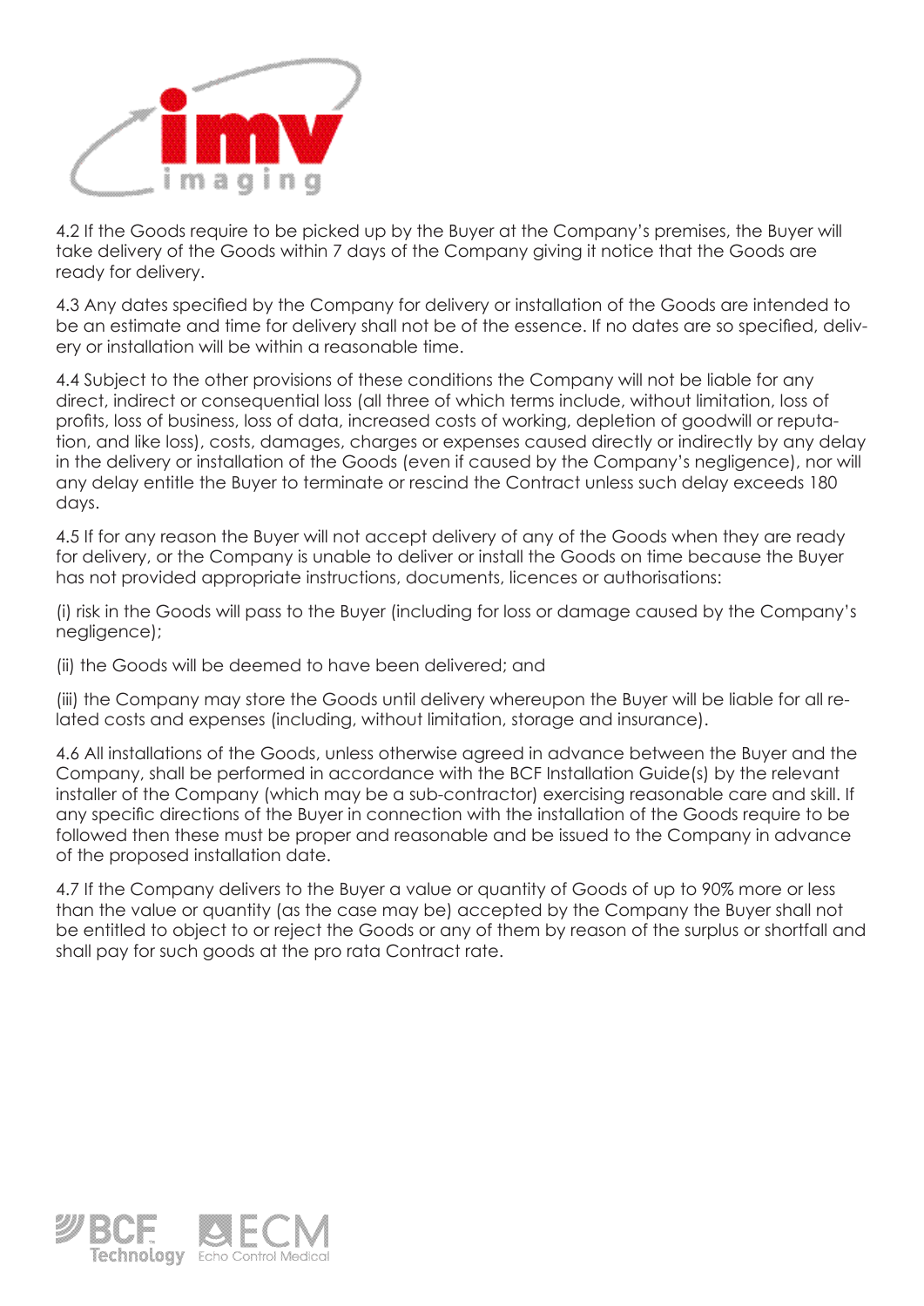4.2 If the Goods require to be picked up by the Buyer at the Company's premises, the Buyer will take delivery of the Goods within 7 days of the Company giving it notice that the Goods are ready for delivery.

4.3 Any dates specified by the Company for delivery or installation of the Goods are intended to be an estimate and time for delivery shall not be of the essence. If no dates are so specified, delivery or installation will be within a reasonable time.

4.4 Subject to the other provisions of these conditions the Company will not be liable for any direct, indirect or consequential loss (all three of which terms include, without limitation, loss of profits, loss of business, loss of data, increased costs of working, depletion of goodwill or reputation, and like loss), costs, damages, charges or expenses caused directly or indirectly by any delay in the delivery or installation of the Goods (even if caused by the Company's negligence), nor will any delay entitle the Buyer to terminate or rescind the Contract unless such delay exceeds 180 days.

4.5 If for any reason the Buyer will not accept delivery of any of the Goods when they are ready for delivery, or the Company is unable to deliver or install the Goods on time because the Buyer has not provided appropriate instructions, documents, licences or authorisations:

(i) risk in the Goods will pass to the Buyer (including for loss or damage caused by the Company's negligence);

(ii) the Goods will be deemed to have been delivered; and

(iii) the Company may store the Goods until delivery whereupon the Buyer will be liable for all related costs and expenses (including, without limitation, storage and insurance).

4.6 All installations of the Goods, unless otherwise agreed in advance between the Buyer and the Company, shall be performed in accordance with the BCF Installation Guide(s) by the relevant installer of the Company (which may be a sub-contractor) exercising reasonable care and skill. If any specific directions of the Buyer in connection with the installation of the Goods require to be followed then these must be proper and reasonable and be issued to the Company in advance of the proposed installation date.

4.7 If the Company delivers to the Buyer a value or quantity of Goods of up to 90% more or less than the value or quantity (as the case may be) accepted by the Company the Buyer shall not be entitled to object to or reject the Goods or any of them by reason of the surplus or shortfall and shall pay for such goods at the pro rata Contract rate.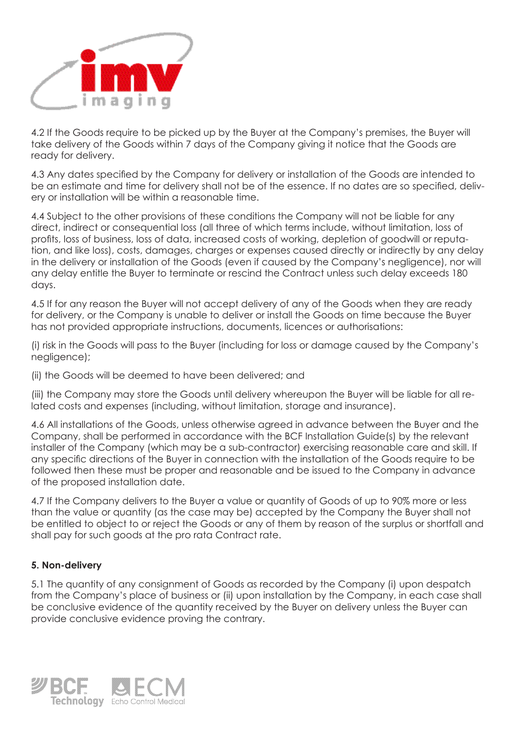4.2 If the Goods require to be picked up by the Buyer at the Company's premises, the Buyer will take delivery of the Goods within 7 days of the Company giving it notice that the Goods are ready for delivery.

4.3 Any dates specified by the Company for delivery or installation of the Goods are intended to be an estimate and time for delivery shall not be of the essence. If no dates are so specified, delivery or installation will be within a reasonable time.

4.4 Subject to the other provisions of these conditions the Company will not be liable for any direct, indirect or consequential loss (all three of which terms include, without limitation, loss of profits, loss of business, loss of data, increased costs of working, depletion of goodwill or reputation, and like loss), costs, damages, charges or expenses caused directly or indirectly by any delay in the delivery or installation of the Goods (even if caused by the Company's negligence), nor will any delay entitle the Buyer to terminate or rescind the Contract unless such delay exceeds 180 days.

4.5 If for any reason the Buyer will not accept delivery of any of the Goods when they are ready for delivery, or the Company is unable to deliver or install the Goods on time because the Buyer has not provided appropriate instructions, documents, licences or authorisations:

(i) risk in the Goods will pass to the Buyer (including for loss or damage caused by the Company's negligence);

(ii) the Goods will be deemed to have been delivered; and

(iii) the Company may store the Goods until delivery whereupon the Buyer will be liable for all related costs and expenses (including, without limitation, storage and insurance).

4.6 All installations of the Goods, unless otherwise agreed in advance between the Buyer and the Company, shall be performed in accordance with the BCF Installation Guide(s) by the relevant installer of the Company (which may be a sub-contractor) exercising reasonable care and skill. If any specific directions of the Buyer in connection with the installation of the Goods require to be followed then these must be proper and reasonable and be issued to the Company in advance of the proposed installation date.

4.7 If the Company delivers to the Buyer a value or quantity of Goods of up to 90% more or less than the value or quantity (as the case may be) accepted by the Company the Buyer shall not be entitled to object to or reject the Goods or any of them by reason of the surplus or shortfall and shall pay for such goods at the pro rata Contract rate.

**5. Non-delivery**

5.1 The quantity of any consignment of Goods as recorded by the Company (i) upon despatch from the Company's place of business or (ii) upon installation by the Company, in each case shall be conclusive evidence of the quantity received by the Buyer on delivery unless the Buyer can provide conclusive evidence proving the contrary.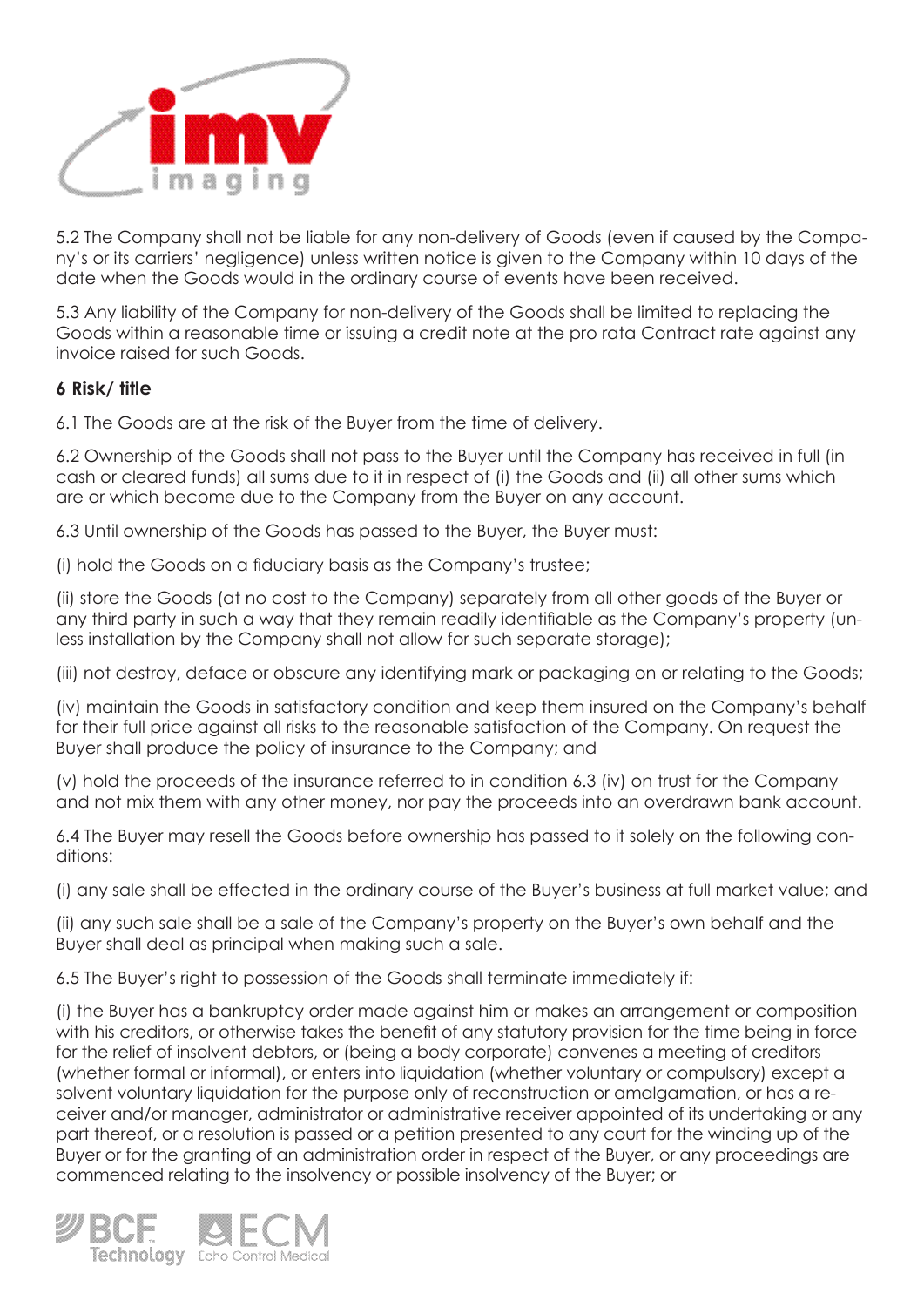5.2 The Company shall not be liable for any non-delivery of Goods (even if caused by the Company's or its carriers' negligence) unless written notice is given to the Company within 10 days of the date when the Goods would in the ordinary course of events have been received.

5.3 Any liability of the Company for non-delivery of the Goods shall be limited to replacing the Goods within a reasonable time or issuing a credit note at the pro rata Contract rate against any invoice raised for such Goods.

**6 Risk/ title**

6.1 The Goods are at the risk of the Buyer from the time of delivery.

6.2 Ownership of the Goods shall not pass to the Buyer until the Company has received in full (in cash or cleared funds) all sums due to it in respect of (i) the Goods and (ii) all other sums which are or which become due to the Company from the Buyer on any account.

6.3 Until ownership of the Goods has passed to the Buyer, the Buyer must:

(i) hold the Goods on a fiduciary basis as the Company's trustee;

(ii) store the Goods (at no cost to the Company) separately from all other goods of the Buyer or any third party in such a way that they remain readily identifiable as the Company's property (unless installation by the Company shall not allow for such separate storage);

(iii) not destroy, deface or obscure any identifying mark or packaging on or relating to the Goods;

(iv) maintain the Goods in satisfactory condition and keep them insured on the Company's behalf for their full price against all risks to the reasonable satisfaction of the Company. On request the Buyer shall produce the policy of insurance to the Company; and

(v) hold the proceeds of the insurance referred to in condition 6.3 (iv) on trust for the Company and not mix them with any other money, nor pay the proceeds into an overdrawn bank account.

6.4 The Buyer may resell the Goods before ownership has passed to it solely on the following conditions:

(i) any sale shall be effected in the ordinary course of the Buyer's business at full market value; and

(ii) any such sale shall be a sale of the Company's property on the Buyer's own behalf and the Buyer shall deal as principal when making such a sale.

6.5 The Buyer's right to possession of the Goods shall terminate immediately if:

(i) the Buyer has a bankruptcy order made against him or makes an arrangement or composition with his creditors, or otherwise takes the benefit of any statutory provision for the time being in force for the relief of insolvent debtors, or (being a body corporate) convenes a meeting of creditors (whether formal or informal), or enters into liquidation (whether voluntary or compulsory) except a solvent voluntary liquidation for the purpose only of reconstruction or amalgamation, or has a receiver and/or manager, administrator or administrative receiver appointed of its undertaking or any part thereof, or a resolution is passed or a petition presented to any court for the winding up of the Buyer or for the granting of an administration order in respect of the Buyer, or any proceedings are commenced relating to the insolvency or possible insolvency of the Buyer; or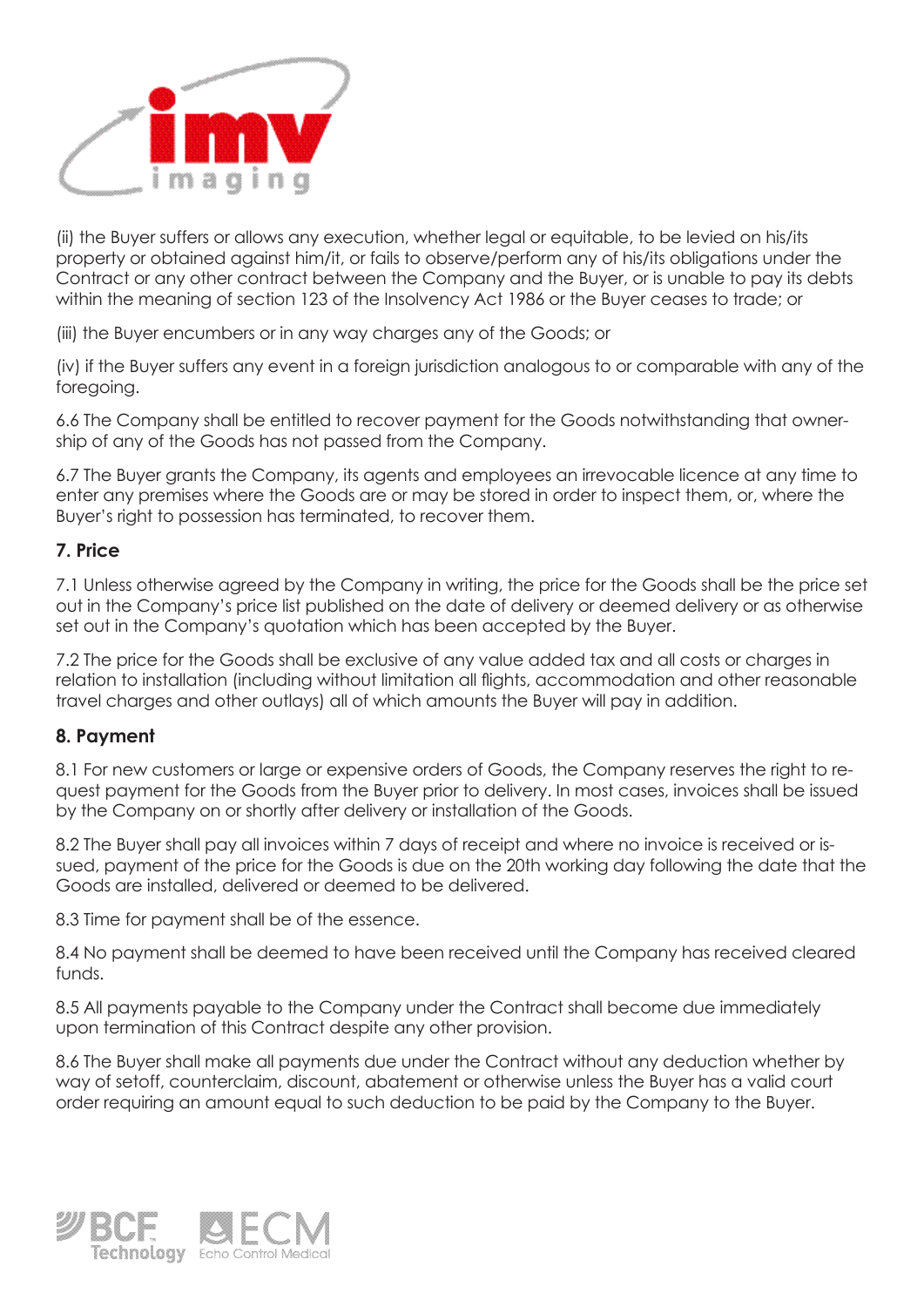(ii) the Buyer suffers or allows any execution, whether legal or equitable, to be levied on his/its property or obtained against him/it, or fails to observe/perform any of his/its obligations under the Contract or any other contract between the Company and the Buyer, or is unable to pay its debts within the meaning of section 123 of the Insolvency Act 1986 or the Buyer ceases to trade; or

(iii) the Buyer encumbers or in any way charges any of the Goods; or

(iv) if the Buyer suffers any event in a foreign jurisdiction analogous to or comparable with any of the foregoing.

6.6 The Company shall be entitled to recover payment for the Goods notwithstanding that ownership of any of the Goods has not passed from the Company.

6.7 The Buyer grants the Company, its agents and employees an irrevocable licence at any time to enter any premises where the Goods are or may be stored in order to inspect them, or, where the Buyer's right to possession has terminated, to recover them.

## 7. Price

7.1 Unless otherwise agreed by the Company in writing, the price for the Goods shall be the price set out in the Company's price list published on the date of delivery or deemed delivery or as otherwise set out in the Company's quotation which has been accepted by the Buyer.

7.2 The price for the Goods shall be exclusive of any value added tax and all costs or charges in relation to installation (including without limitation all flights, accommodation and other reasonable travel charges and other outlays) all of which amounts the Buyer will pay in addition.

## 8. Payment

8.1 For new customers or large or expensive orders of Goods, the Company reserves the right to request payment for the Goods from the Buyer prior to delivery. In most cases, invoices shall be issued by the Company on or shortly after delivery or installation of the Goods.

8.2 The Buyer shall pay all invoices within 7 days of receipt and where no invoice is received or issued, payment of the price for the Goods is due on the 20th working day following the date that the Goods are installed, delivered or deemed to be delivered.

8.3 Time for payment shall be of the essence.

8.4 No payment shall be deemed to have been received until the Company has received cleared funds.

8.5 All payments payable to the Company under the Contract shall become due immediately upon termination of this Contract despite any other provision.

8.6 The Buyer shall make all payments due under the Contract without any deduction whether by way of setoff, counterclaim, discount, abatement or otherwise unless the Buyer has a valid court order requiring an amount equal to such deduction to be paid by the Company to the Buyer.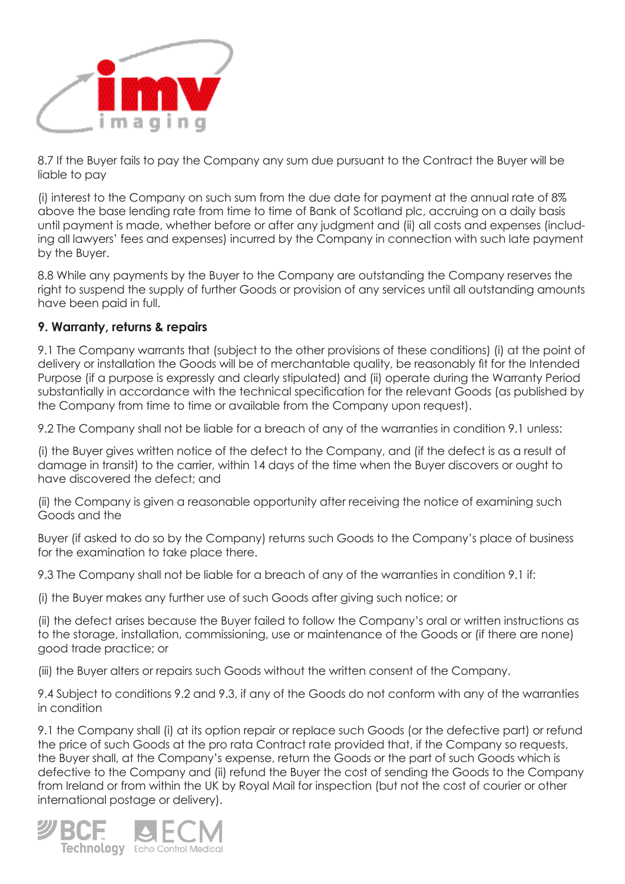8.7 If the Buyer fails to pay the Company any sum due pursuant to the Contract the Buyer will be liable to pay

(i) interest to the Company on such sum from the due date for payment at the annual rate of 8% above the base lending rate from time to time of Bank of Scotland plc, accruing on a daily basis until payment is made, whether before or after any judgment and (ii) all costs and expenses (including all lawyers' fees and expenses) incurred by the Company in connection with such late payment by the Buyer.

8.8 While any payments by the Buyer to the Company are outstanding the Company reserves the right to suspend the supply of further Goods or provision of any services until all outstanding amounts have been paid in full.

**9. Warranty, returns & repairs**

9.1 The Company warrants that (subject to the other provisions of these conditions) (i) at the point of delivery or installation the Goods will be of merchantable quality, be reasonably fit for the Intended Purpose (if a purpose is expressly and clearly stipulated) and (ii) operate during the Warranty Period substantially in accordance with the technical specification for the relevant Goods (as published by the Company from time to time or available from the Company upon request).

9.2 The Company shall not be liable for a breach of any of the warranties in condition 9.1 unless:

(i) the Buyer gives written notice of the defect to the Company, and (if the defect is as a result of damage in transit) to the carrier, within 14 days of the time when the Buyer discovers or ought to have discovered the defect; and

(ii) the Company is given a reasonable opportunity after receiving the notice of examining such Goods and the

Buyer (if asked to do so by the Company) returns such Goods to the Company's place of business for the examination to take place there.

9.3 The Company shall not be liable for a breach of any of the warranties in condition 9.1 if:

(i) the Buyer makes any further use of such Goods after giving such notice; or

(ii) the defect arises because the Buyer failed to follow the Company's oral or written instructions as to the storage, installation, commissioning, use or maintenance of the Goods or (if there are none) good trade practice; or

(iii) the Buyer alters or repairs such Goods without the written consent of the Company.

9.4 Subject to conditions 9.2 and 9.3, if any of the Goods do not conform with any of the warranties in condition

9.1 the Company shall (i) at its option repair or replace such Goods (or the defective part) or refund the price of such Goods at the pro rata Contract rate provided that, if the Company so requests, the Buyer shall, at the Company's expense, return the Goods or the part of such Goods which is defective to the Company and (ii) refund the Buyer the cost of sending the Goods to the Company from Ireland or from within the UK by Royal Mail for inspection (but not the cost of courier or other international postage or delivery).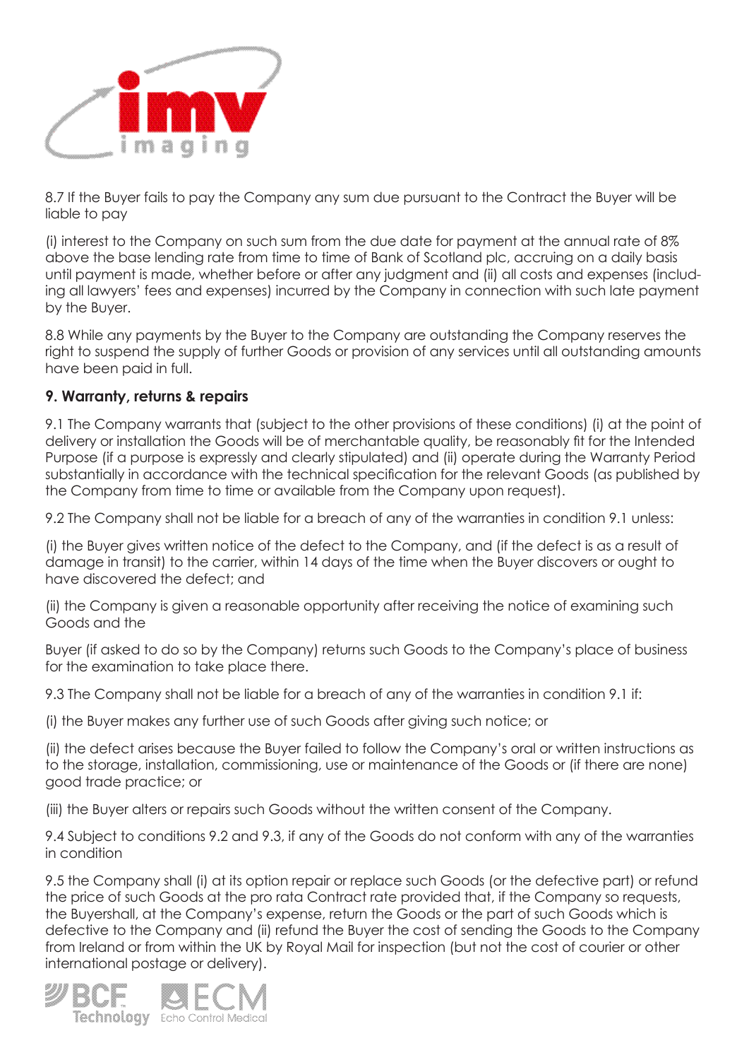8.7 If the Buyer fails to pay the Company any sum due pursuant to the Contract the Buyer will be liable to pay

(i) interest to the Company on such sum from the due date for payment at the annual rate of 8% above the base lending rate from time to time of Bank of Scotland plc, accruing on a daily basis until payment is made, whether before or after any judgment and (ii) all costs and expenses (including all lawyers' fees and expenses) incurred by the Company in connection with such late payment by the Buyer.

8.8 While any payments by the Buyer to the Company are outstanding the Company reserves the right to suspend the supply of further Goods or provision of any services until all outstanding amounts have been paid in full.

**9. Warranty, returns & repairs**

9.1 The Company warrants that (subject to the other provisions of these conditions) (i) at the point of delivery or installation the Goods will be of merchantable quality, be reasonably fit for the Intended Purpose (if a purpose is expressly and clearly stipulated) and (ii) operate during the Warranty Period substantially in accordance with the technical specification for the relevant Goods (as published by the Company from time to time or available from the Company upon request).

9.2 The Company shall not be liable for a breach of any of the warranties in condition 9.1 unless:

(i) the Buyer gives written notice of the defect to the Company, and (if the defect is as a result of damage in transit) to the carrier, within 14 days of the time when the Buyer discovers or ought to have discovered the defect; and

(ii) the Company is given a reasonable opportunity after receiving the notice of examining such Goods and the

Buyer (if asked to do so by the Company) returns such Goods to the Company's place of business for the examination to take place there.

9.3 The Company shall not be liable for a breach of any of the warranties in condition 9.1 if:

(i) the Buyer makes any further use of such Goods after giving such notice; or

(ii) the defect arises because the Buyer failed to follow the Company's oral or written instructions as to the storage, installation, commissioning, use or maintenance of the Goods or (if there are none) good trade practice; or

(iii) the Buyer alters or repairs such Goods without the written consent of the Company.

9.4 Subject to conditions 9.2 and 9.3, if any of the Goods do not conform with any of the warranties in condition

9.5 the Company shall (i) at its option repair or replace such Goods (or the defective part) or refund the price of such Goods at the pro rata Contract rate provided that, if the Company so requests, the Buyershall, at the Company's expense, return the Goods or the part of such Goods which is defective to the Company and (ii) refund the Buyer the cost of sending the Goods to the Company from Ireland or from within the UK by Royal Mail for inspection (but not the cost of courier or other international postage or delivery).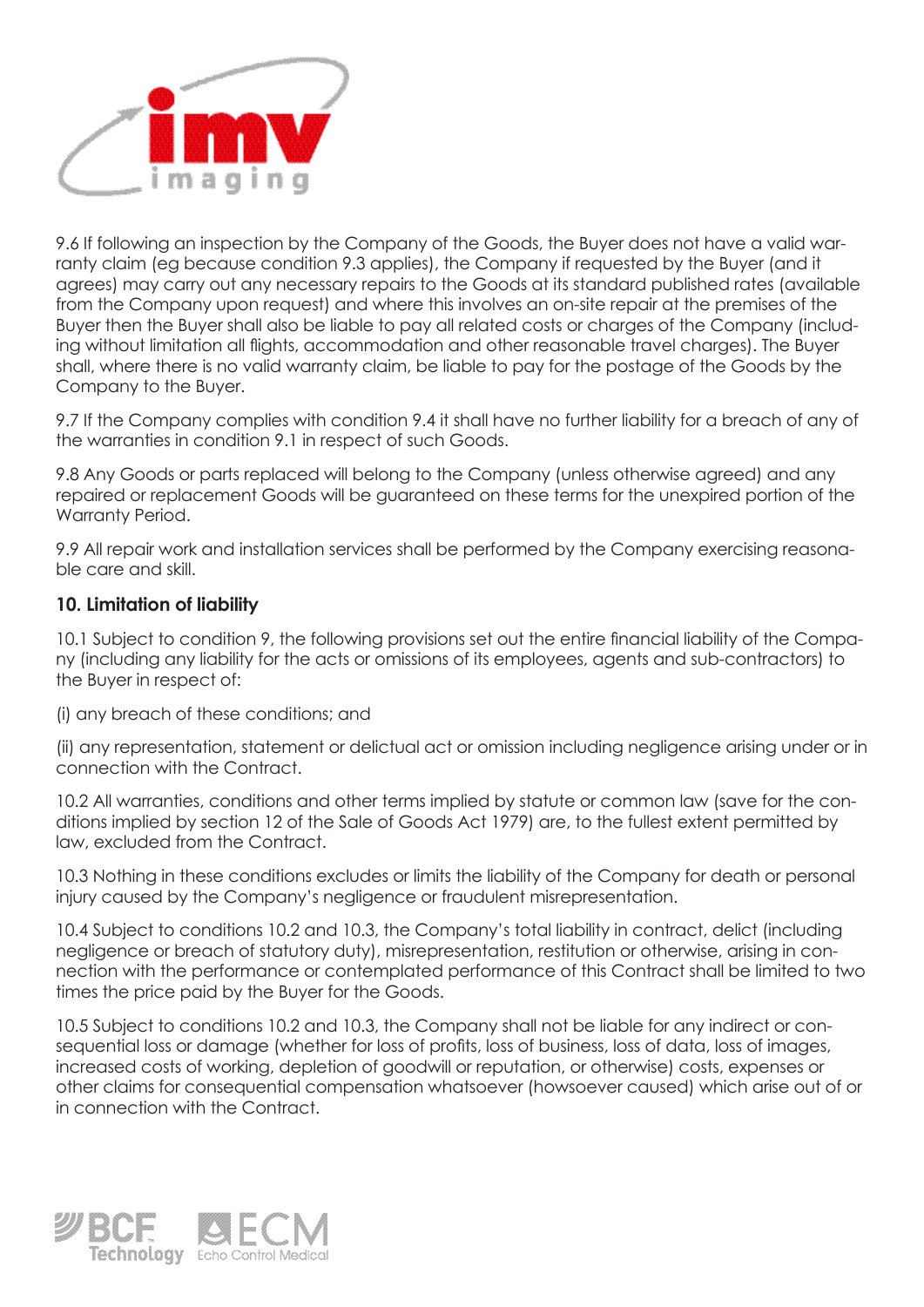9.6 If following an inspection by the Company of the Goods, the Buyer does not have a valid warranty claim (eg because condition 9.3 applies), the Company if requested by the Buyer (and it agrees) may carry out any necessary repairs to the Goods at its standard published rates (available from the Company upon request) and where this involves an on-site repair at the premises of the Buyer then the Buyer shall also be liable to pay all related costs or charges of the Company (including without limitation all flights, accommodation and other reasonable travel charges). The Buyer shall, where there is no valid warranty claim, be liable to pay for the postage of the Goods by the Company to the Buyer.

9.7 If the Company complies with condition 9.4 it shall have no further liability for a breach of any of the warranties in condition 9.1 in respect of such Goods.

9.8 Any Goods or parts replaced will belong to the Company (unless otherwise agreed) and any repaired or replacement Goods will be guaranteed on these terms for the unexpired portion of the Warranty Period.

9.9 All repair work and installation services shall be performed by the Company exercising reasonable care and skill.

**10. Limitation of liability**

10.1 Subject to condition 9, the following provisions set out the entire financial liability of the Company (including any liability for the acts or omissions of its employees, agents and sub-contractors) to the Buyer in respect of:

(i) any breach of these conditions; and

(ii) any representation, statement or delictual act or omission including negligence arising under or in connection with the Contract.

10.2 All warranties, conditions and other terms implied by statute or common law (save for the conditions implied by section 12 of the Sale of Goods Act 1979) are, to the fullest extent permitted by law, excluded from the Contract.

10.3 Nothing in these conditions excludes or limits the liability of the Company for death or personal injury caused by the Company's negligence or fraudulent misrepresentation.

10.4 Subject to conditions 10.2 and 10.3, the Company's total liability in contract, delict (including negligence or breach of statutory duty), misrepresentation, restitution or otherwise, arising in connection with the performance or contemplated performance of this Contract shall be limited to two times the price paid by the Buyer for the Goods.

10.5 Subject to conditions 10.2 and 10.3, the Company shall not be liable for any indirect or consequential loss or damage (whether for loss of profits, loss of business, loss of data, loss of images, increased costs of working, depletion of goodwill or reputation, or otherwise) costs, expenses or other claims for consequential compensation whatsoever (howsoever caused) which arise out of or in connection with the Contract.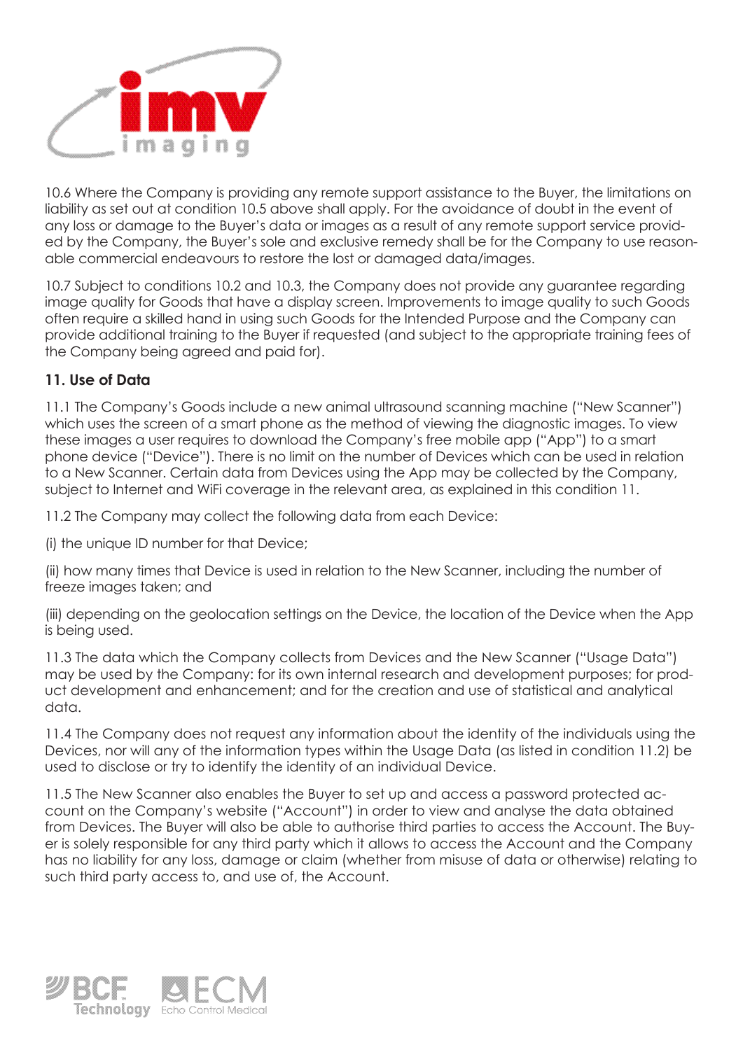10.6 Where the Company is providing any remote support assistance to the Buyer, the limitations on liability as set out at condition 10.5 above shall apply. For the avoidance of doubt in the event of any loss or damage to the Buyer's data or images as a result of any remote support service provided by the Company, the Buyer's sole and exclusive remedy shall be for the Company to use reasonable commercial endeavours to restore the lost or damaged data/images.

10.7 Subject to conditions 10.2 and 10.3, the Company does not provide any guarantee regarding image quality for Goods that have a display screen. Improvements to image quality to such Goods often require a skilled hand in using such Goods for the Intended Purpose and the Company can provide additional training to the Buyer if requested (and subject to the appropriate training fees of the Company being agreed and paid for).

**11. Use of Data**

11.1 The Company's Goods include a new animal ultrasound scanning machine ("New Scanner") which uses the screen of a smart phone as the method of viewing the diagnostic images. To view these images a user requires to download the Company's free mobile app ("App") to a smart phone device ("Device"). There is no limit on the number of Devices which can be used in relation to a New Scanner. Certain data from Devices using the App may be collected by the Company, subject to Internet and WiFi coverage in the relevant area, as explained in this condition 11.

11.2 The Company may collect the following data from each Device:

(i) the unique ID number for that Device;

(ii) how many times that Device is used in relation to the New Scanner, including the number of freeze images taken; and

(iii) depending on the geolocation settings on the Device, the location of the Device when the App is being used.

11.3 The data which the Company collects from Devices and the New Scanner ("Usage Data") may be used by the Company: for its own internal research and development purposes; for product development and enhancement; and for the creation and use of statistical and analytical data.

11.4 The Company does not request any information about the identity of the individuals using the Devices, nor will any of the information types within the Usage Data (as listed in condition 11.2) be used to disclose or try to identify the identity of an individual Device.

11.5 The New Scanner also enables the Buyer to set up and access a password protected account on the Company's website ("Account") in order to view and analyse the data obtained from Devices. The Buyer will also be able to authorise third parties to access the Account. The Buyer is solely responsible for any third party which it allows to access the Account and the Company has no liability for any loss, damage or claim (whether from misuse of data or otherwise) relating to such third party access to, and use of, the Account.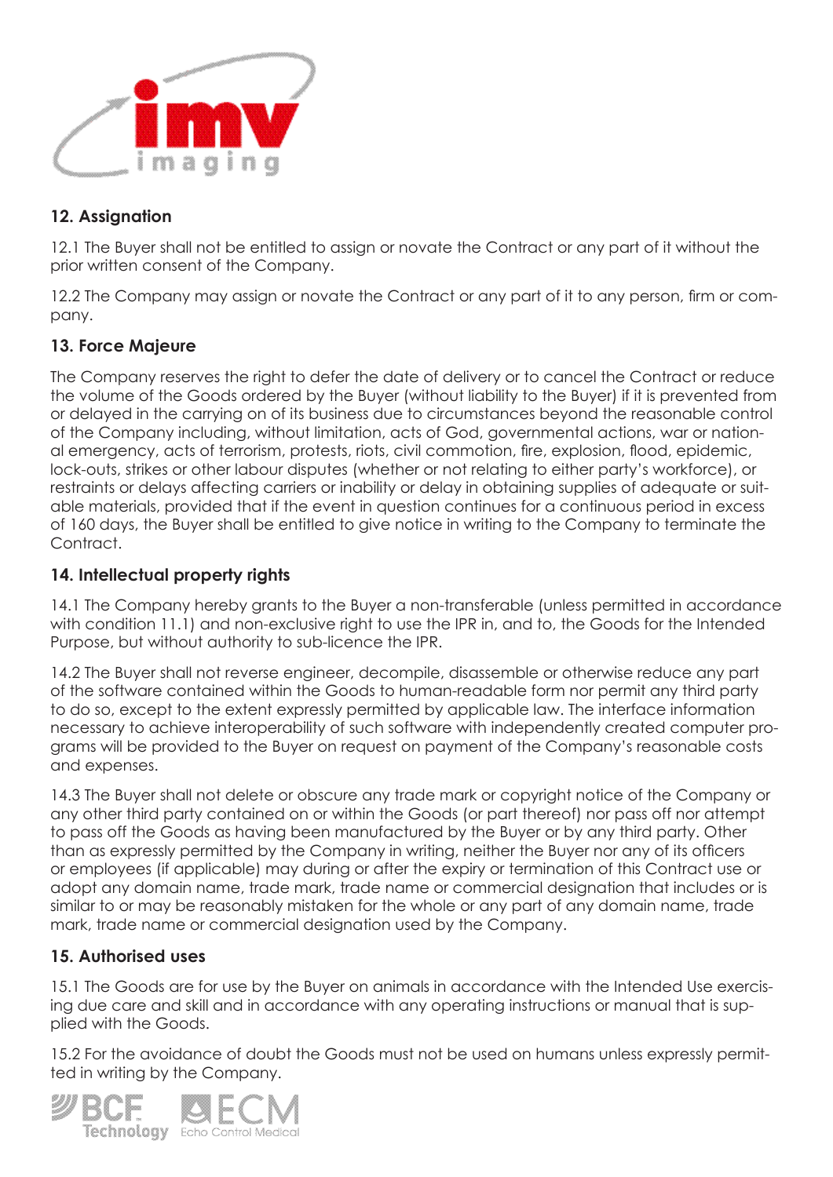## 12. Assignation

12.1 The Buyer shall not be entitled to assign or novate the Contract or any part of it without the prior written consent of the Company.

12.2 The Company may assign or novate the Contract or any part of it to any person, firm or company.

## 13. Force Majeure

The Company reserves the right to defer the date of delivery or to cancel the Contract or reduce the volume of the Goods ordered by the Buyer (without liability to the Buyer) if it is prevented from or delayed in the carrying on of its business due to circumstances beyond the reasonable control of the Company including, without limitation, acts of God, governmental actions, war or national emergency, acts of terrorism, protests, riots, civil commotion, fire, explosion, flood, epidemic, lock-outs, strikes or other labour disputes (whether or not relating to either party's workforce), or restraints or delays affecting carriers or inability or delay in obtaining supplies of adequate or suitable materials, provided that if the event in question continues for a continuous period in excess of 160 days, the Buyer shall be entitled to give notice in writing to the Company to terminate the Contract.

## 14. Intellectual property rights

14.1 The Company hereby grants to the Buyer a non-transferable (unless permitted in accordance with condition 11.1) and non-exclusive right to use the IPR in, and to, the Goods for the Intended Purpose, but without authority to sub-licence the IPR.

14.2 The Buyer shall not reverse engineer, decompile, disassemble or otherwise reduce any part of the software contained within the Goods to human-readable form nor permit any third party to do so, except to the extent expressly permitted by applicable law. The interface information necessary to achieve interoperability of such software with independently created computer programs will be provided to the Buyer on request on payment of the Company's reasonable costs and expenses.

14.3 The Buyer shall not delete or obscure any trade mark or copyright notice of the Company or any other third party contained on or within the Goods (or part thereof) nor pass off nor attempt to pass off the Goods as having been manufactured by the Buyer or by any third party. Other than as expressly permitted by the Company in writing, neither the Buyer nor any of its officers or employees (if applicable) may during or after the expiry or termination of this Contract use or adopt any domain name, trade mark, trade name or commercial designation that includes or is similar to or may be reasonably mistaken for the whole or any part of any domain name, trade mark, trade name or commercial designation used by the Company.

## 15. Authorised uses

15.1 The Goods are for use by the Buyer on animals in accordance with the Intended Use exercising due care and skill and in accordance with any operating instructions or manual that is supplied with the Goods.

15.2 For the avoidance of doubt the Goods must not be used on humans unless expressly permitted in writing by the Company.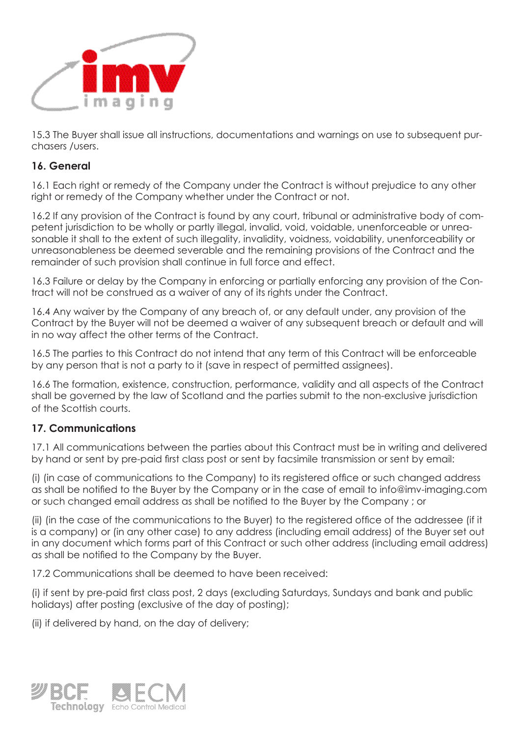15.3 The Buyer shall issue all instructions, documentations and warnings on use to subsequent purchasers /users.

## 16. General

16.1 Each right or remedy of the Company under the Contract is without prejudice to any other right or remedy of the Company whether under the Contract or not.

16.2 If any provision of the Contract is found by any court, tribunal or administrative body of competent jurisdiction to be wholly or partly illegal, invalid, void, voidable, unenforceable or unreasonable it shall to the extent of such illegality, invalidity, voidness, voidability, unenforceability or unreasonableness be deemed severable and the remaining provisions of the Contract and the remainder of such provision shall continue in full force and effect.

16.3 Failure or delay by the Company in enforcing or partially enforcing any provision of the Contract will not be construed as a waiver of any of its rights under the Contract.

16.4 Any waiver by the Company of any breach of, or any default under, any provision of the Contract by the Buyer will not be deemed a waiver of any subsequent breach or default and will in no way affect the other terms of the Contract.

16.5 The parties to this Contract do not intend that any term of this Contract will be enforceable by any person that is not a party to it (save in respect of permitted assignees).

16.6 The formation, existence, construction, performance, validity and all aspects of the Contract shall be governed by the law of Scotland and the parties submit to the non-exclusive jurisdiction of the Scottish courts.

## 17. Communications

17.1 All communications between the parties about this Contract must be in writing and delivered by hand or sent by pre-paid first class post or sent by facsimile transmission or sent by email:

(i) (in case of communications to the Company) to its registered office or such changed address as shall be notified to the Buyer by the Company or in the case of email to info@imv-imaging.com or such changed email address as shall be notified to the Buyer by the Company ; or

(ii) (in the case of the communications to the Buyer) to the registered office of the addressee (if it is a company) or (in any other case) to any address (including email address) of the Buyer set out in any document which forms part of this Contract or such other address (including email address) as shall be notified to the Company by the Buyer.

17.2 Communications shall be deemed to have been received:

(i) if sent by pre-paid first class post, 2 days (excluding Saturdays, Sundays and bank and public holidays) after posting (exclusive of the day of posting);

(ii) if delivered by hand, on the day of delivery;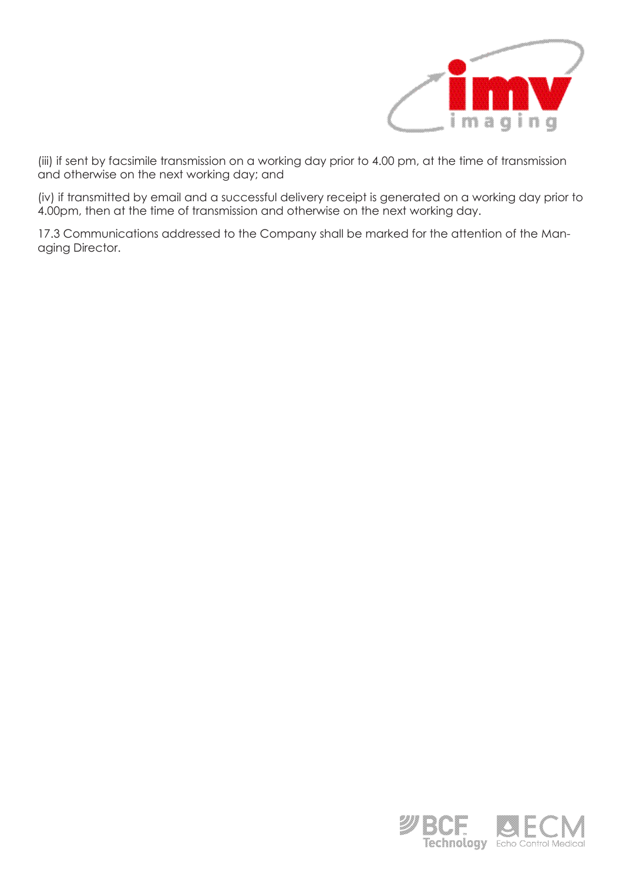(iii) if sent by facsimile transmission on a working day prior to 4.00 pm, at the time of transmission and otherwise on the next working day; and

(iv) if transmitted by email and a successful delivery receipt is generated on a working day prior to 4.00pm, then at the time of transmission and otherwise on the next working day.

17.3 Communications addressed to the Company shall be marked for the attention of the Managing Director.